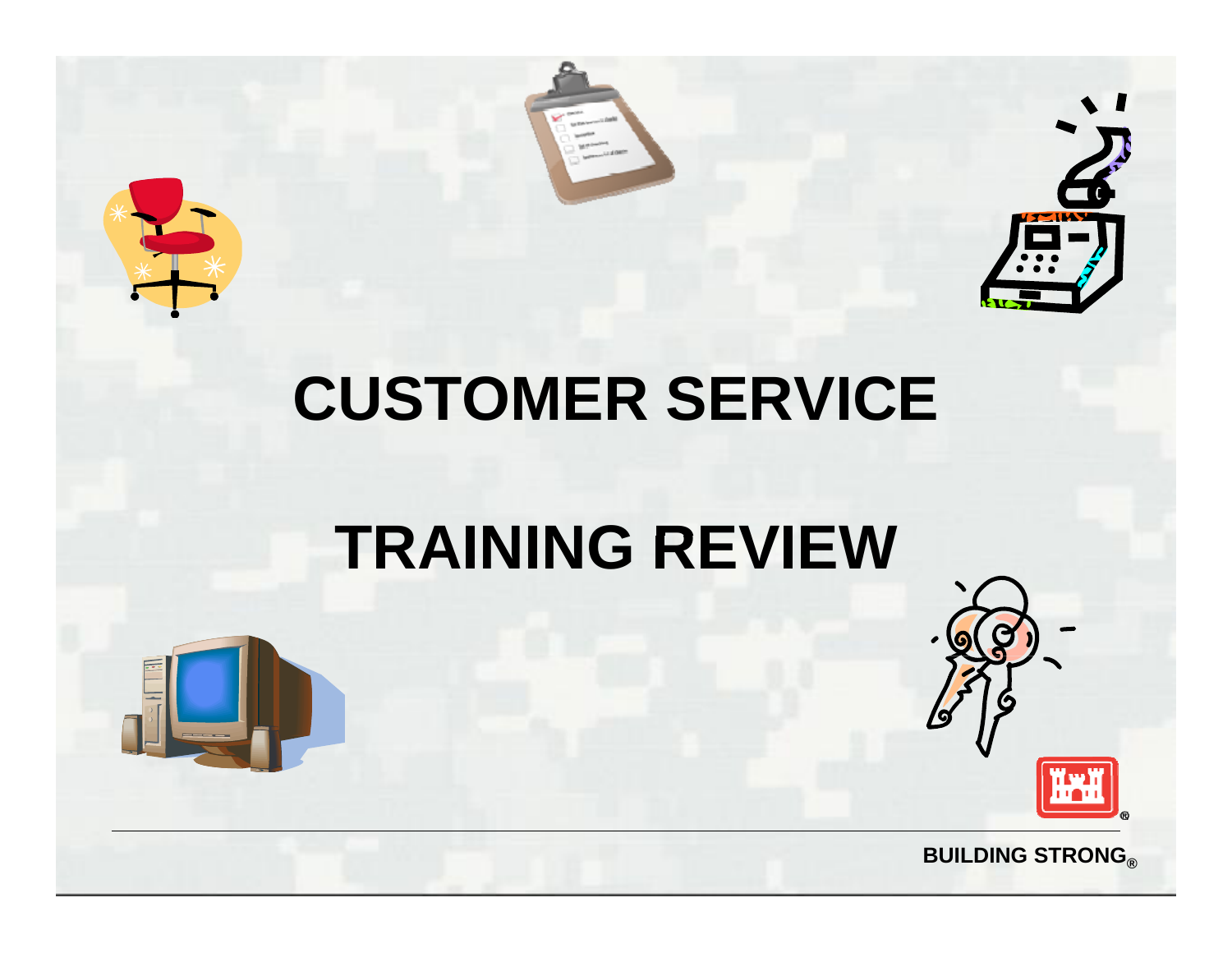# CUSTOMER SERVICE

# TRAINING REVIEW

BUILDING STRONG®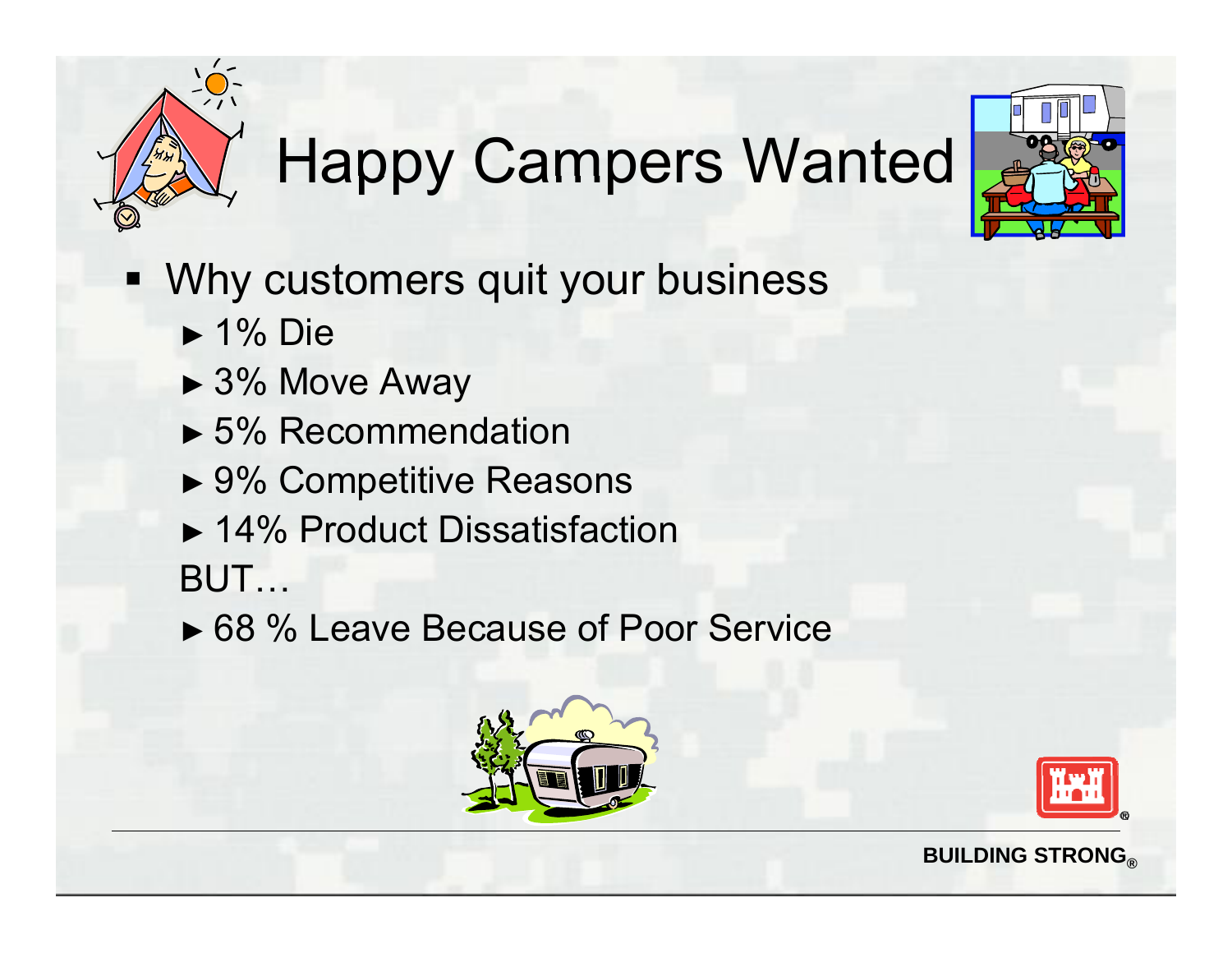# Happy Campers Wanted

- Why customers quit your business
  - ► 1% Die
  - ► 3% Move Away
  - ► 5% Recommendation
  - ► 9% Competitive Reasons
  - ► 14% Product Dissatisfaction

  BUT…

  - ► 68 % Leave Because of Poor Service

BUILDING STRONG®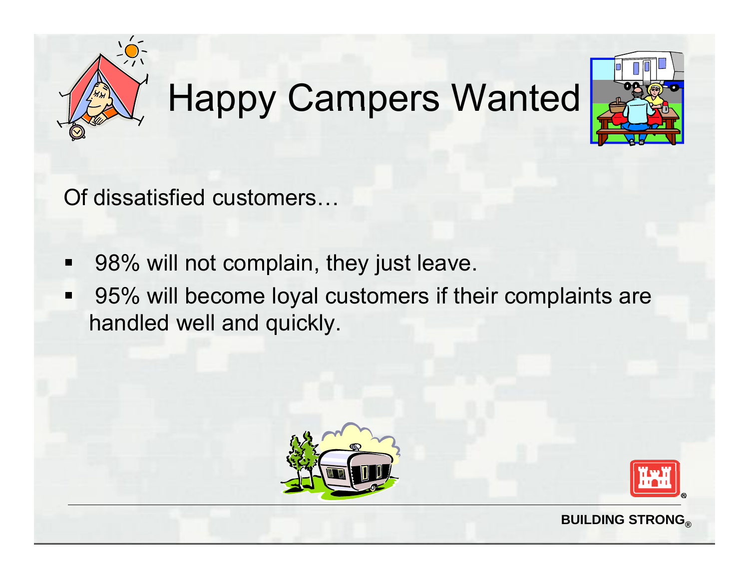# Happy Campers Wanted

Of dissatisfied customers…

- 98% will not complain, they just leave.
- 95% will become loyal customers if their complaints are handled well and quickly.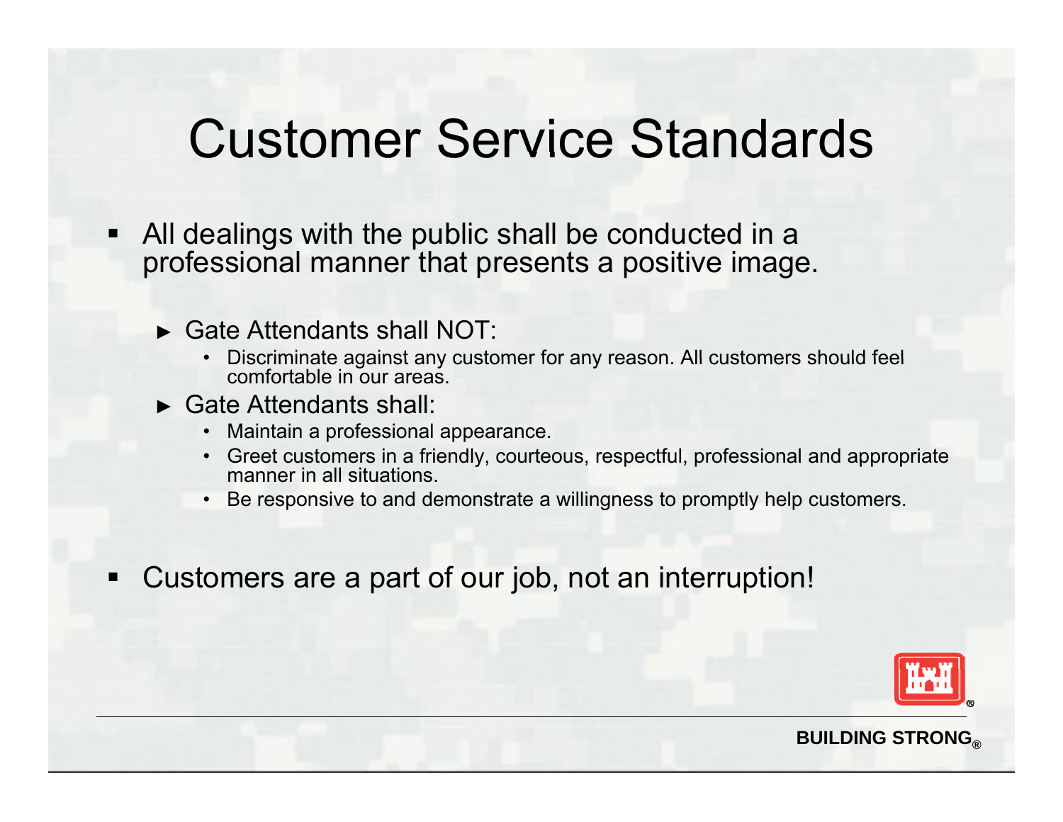# Customer Service Standards

- All dealings with the public shall be conducted in a professional manner that presents a positive image.
  - Gate Attendants shall NOT:
    - Discriminate against any customer for any reason. All customers should feel comfortable in our areas.
  - Gate Attendants shall:
    - Maintain a professional appearance.
    - Greet customers in a friendly, courteous, respectful, professional and appropriate manner in all situations.
    - Be responsive to and demonstrate a willingness to promptly help customers.
- Customers are a part of our job, not an interruption!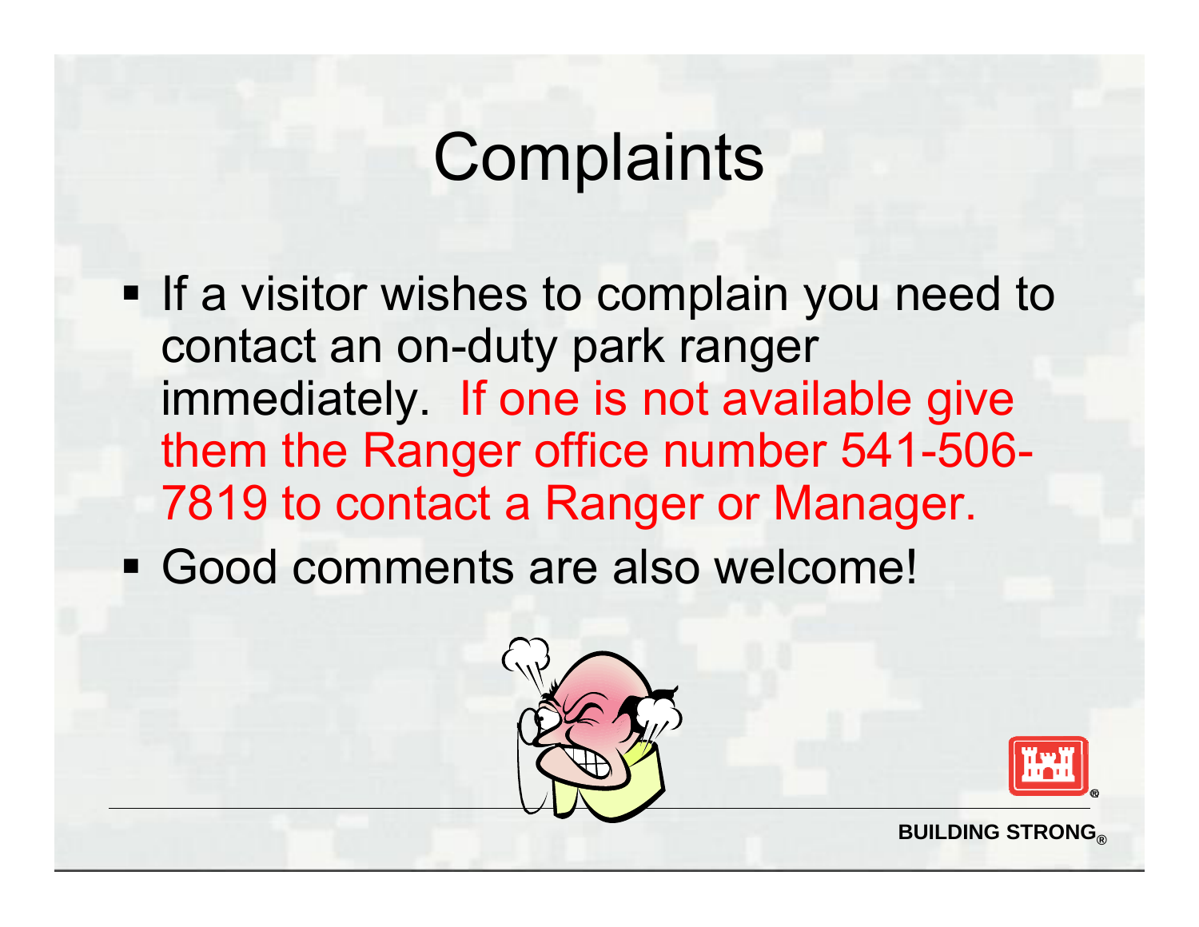# Complaints

- If a visitor wishes to complain you need to contact an on-duty park ranger immediately. If one is not available give them the Ranger office number 541-506-7819 to contact a Ranger or Manager.
- Good comments are also welcome!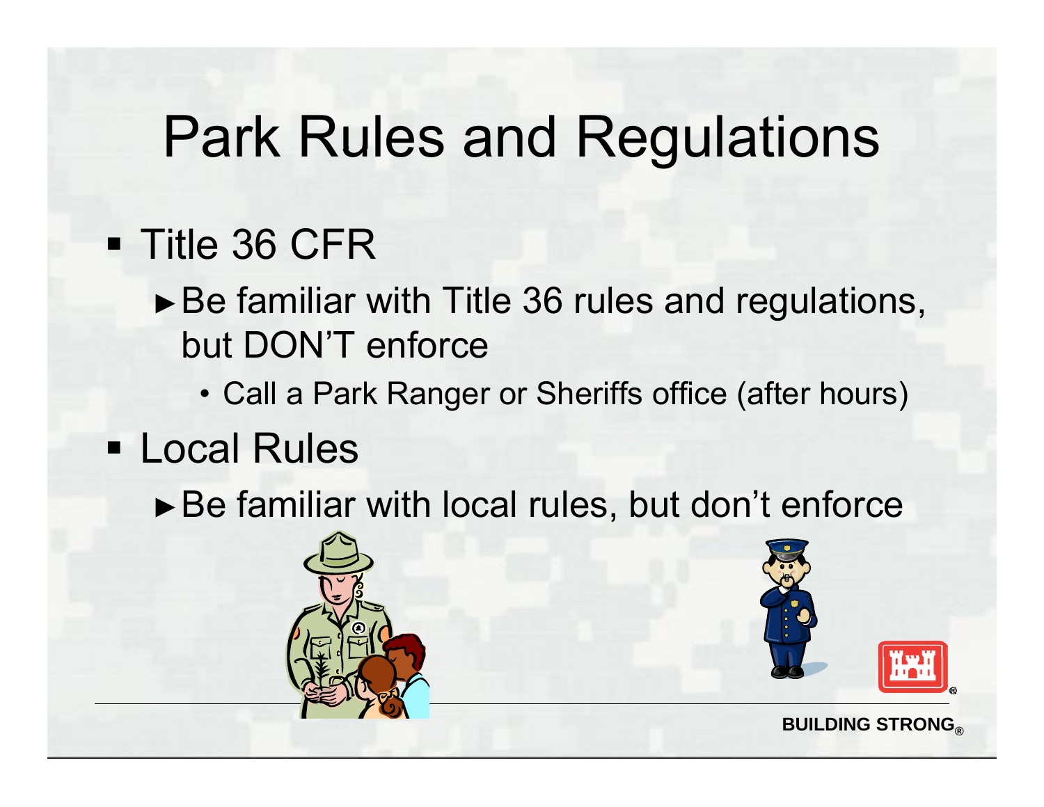# Park Rules and Regulations

- Title 36 CFR
  - Be familiar with Title 36 rules and regulations, but DON'T enforce
    - Call a Park Ranger or Sheriffs office (after hours)
- Local Rules
  - Be familiar with local rules, but don't enforce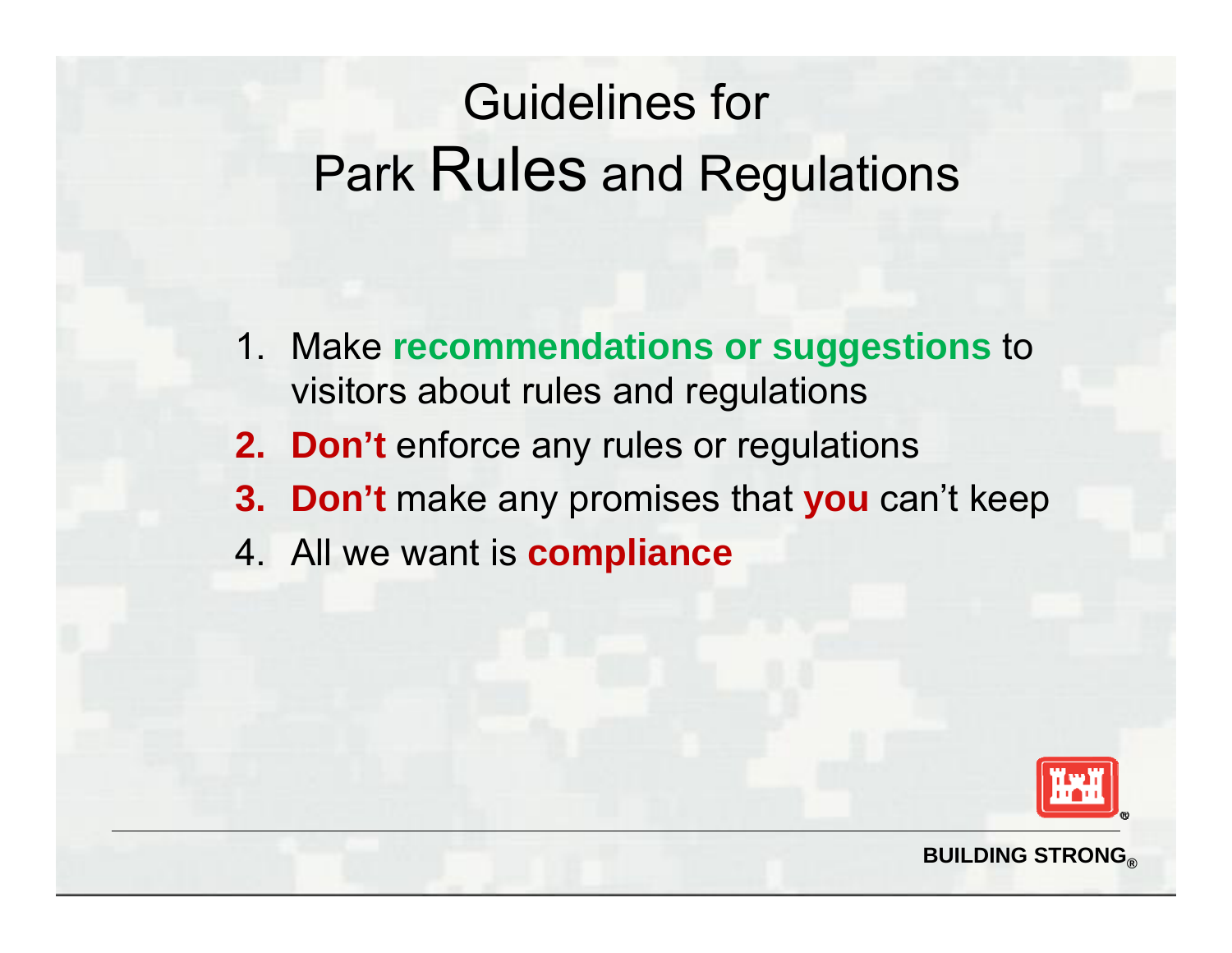# Guidelines for Park Rules and Regulations

1. Make **recommendations or suggestions** to visitors about rules and regulations
2. **Don't** enforce any rules or regulations
3. **Don't** make any promises that **you** can't keep
4. All we want is **compliance**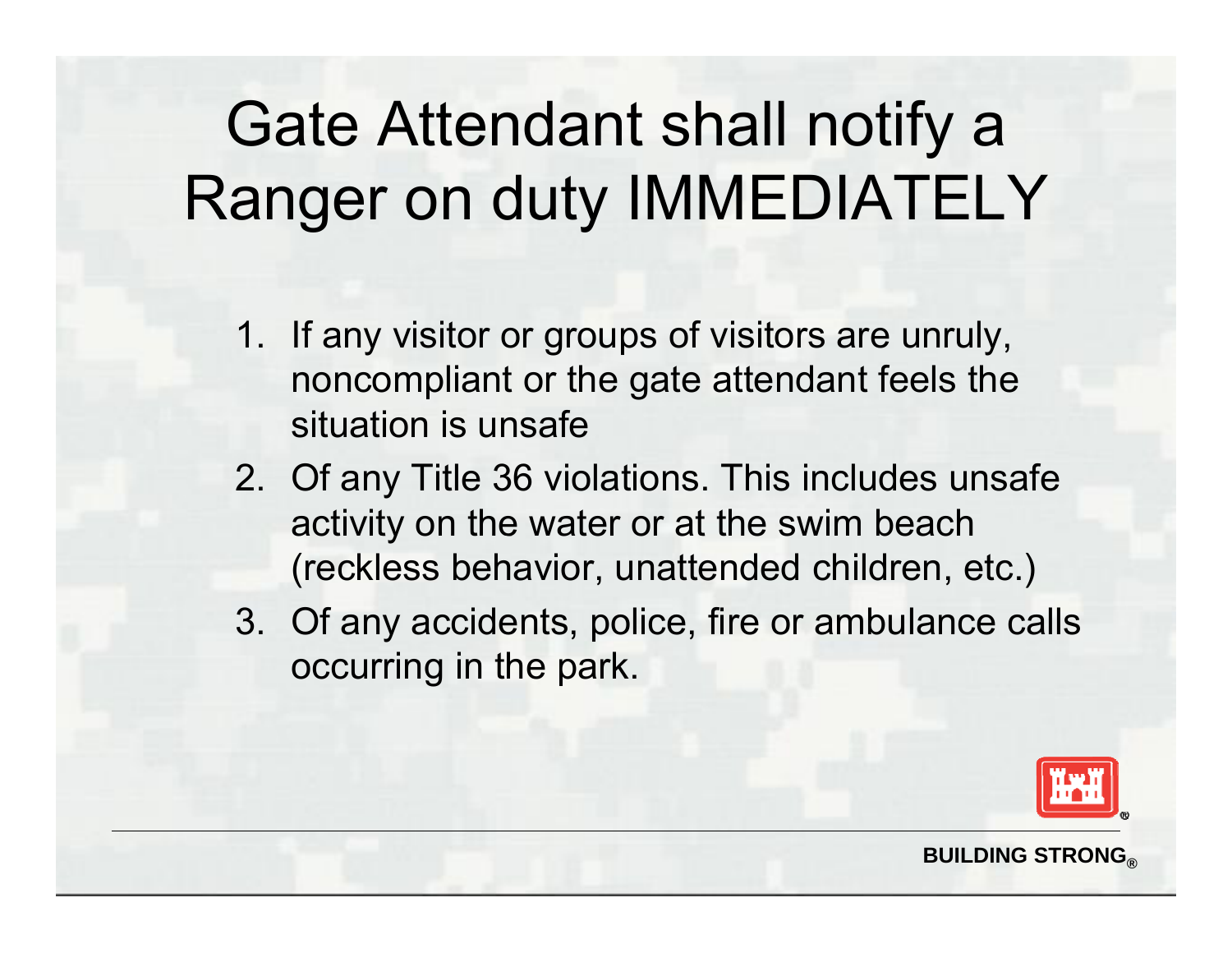# Gate Attendant shall notify a Ranger on duty IMMEDIATELY

1. If any visitor or groups of visitors are unruly, noncompliant or the gate attendant feels the situation is unsafe
2. Of any Title 36 violations. This includes unsafe activity on the water or at the swim beach (reckless behavior, unattended children, etc.)
3. Of any accidents, police, fire or ambulance calls occurring in the park.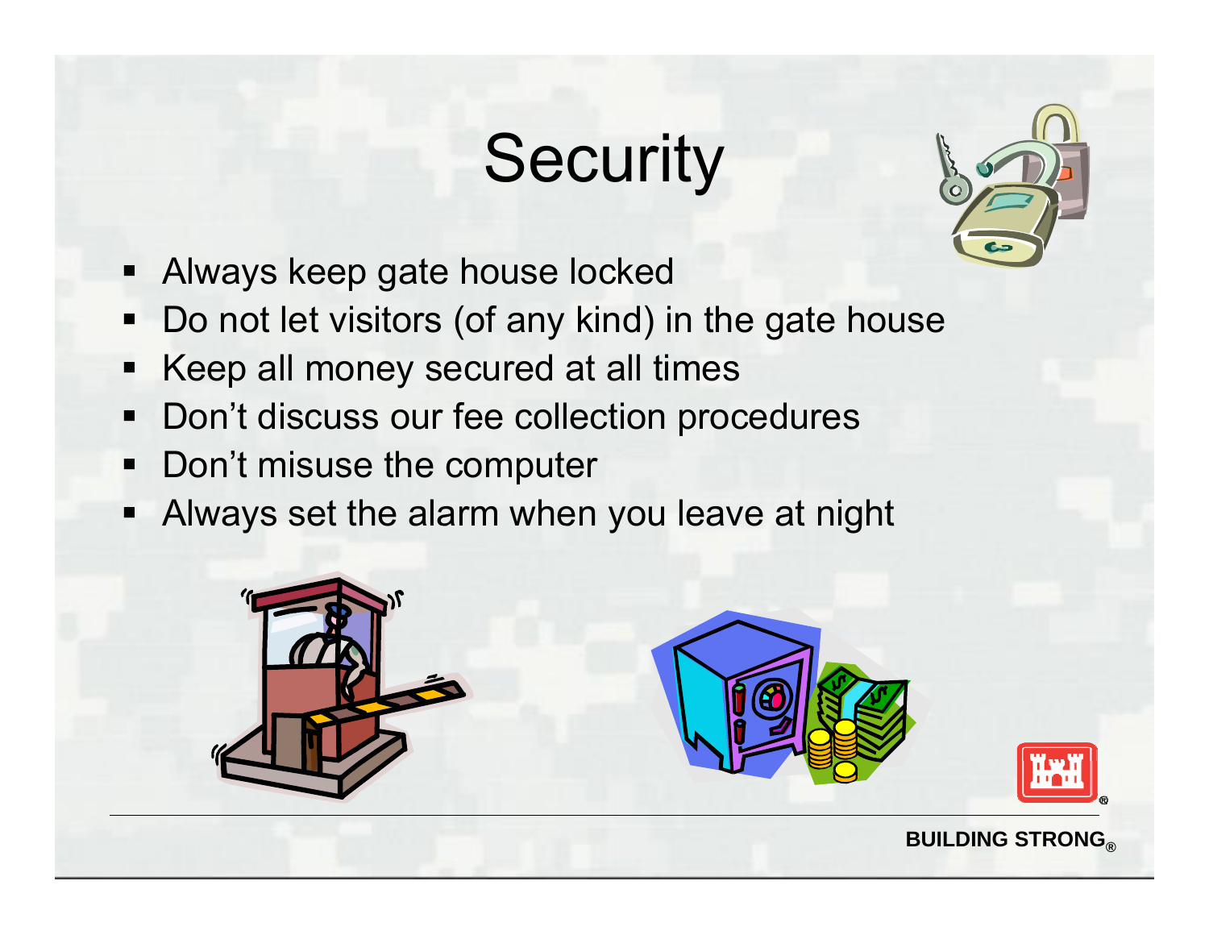# Security

- Always keep gate house locked
- Do not let visitors (of any kind) in the gate house
- Keep all money secured at all times
- Don't discuss our fee collection procedures
- Don't misuse the computer
- Always set the alarm when you leave at night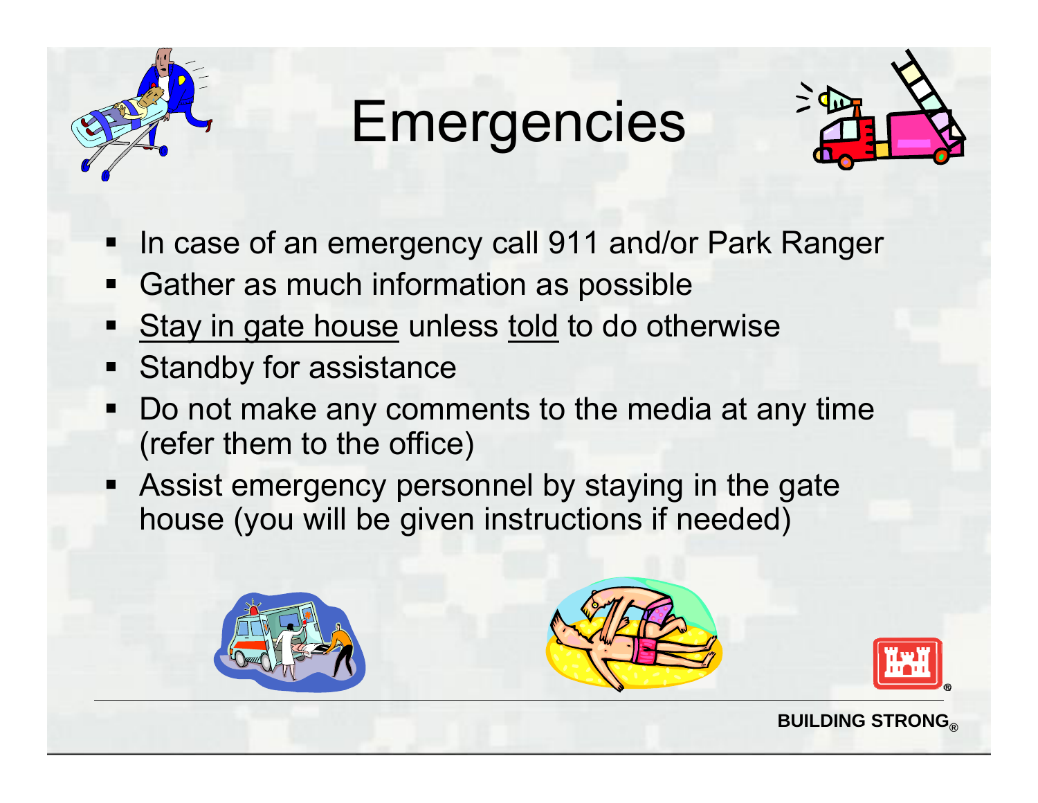# Emergencies

- In case of an emergency call 911 and/or Park Ranger
- Gather as much information as possible
- <u>Stay in gate house</u> unless <u>told</u> to do otherwise
- Standby for assistance
- Do not make any comments to the media at any time (refer them to the office)
- Assist emergency personnel by staying in the gate house (you will be given instructions if needed)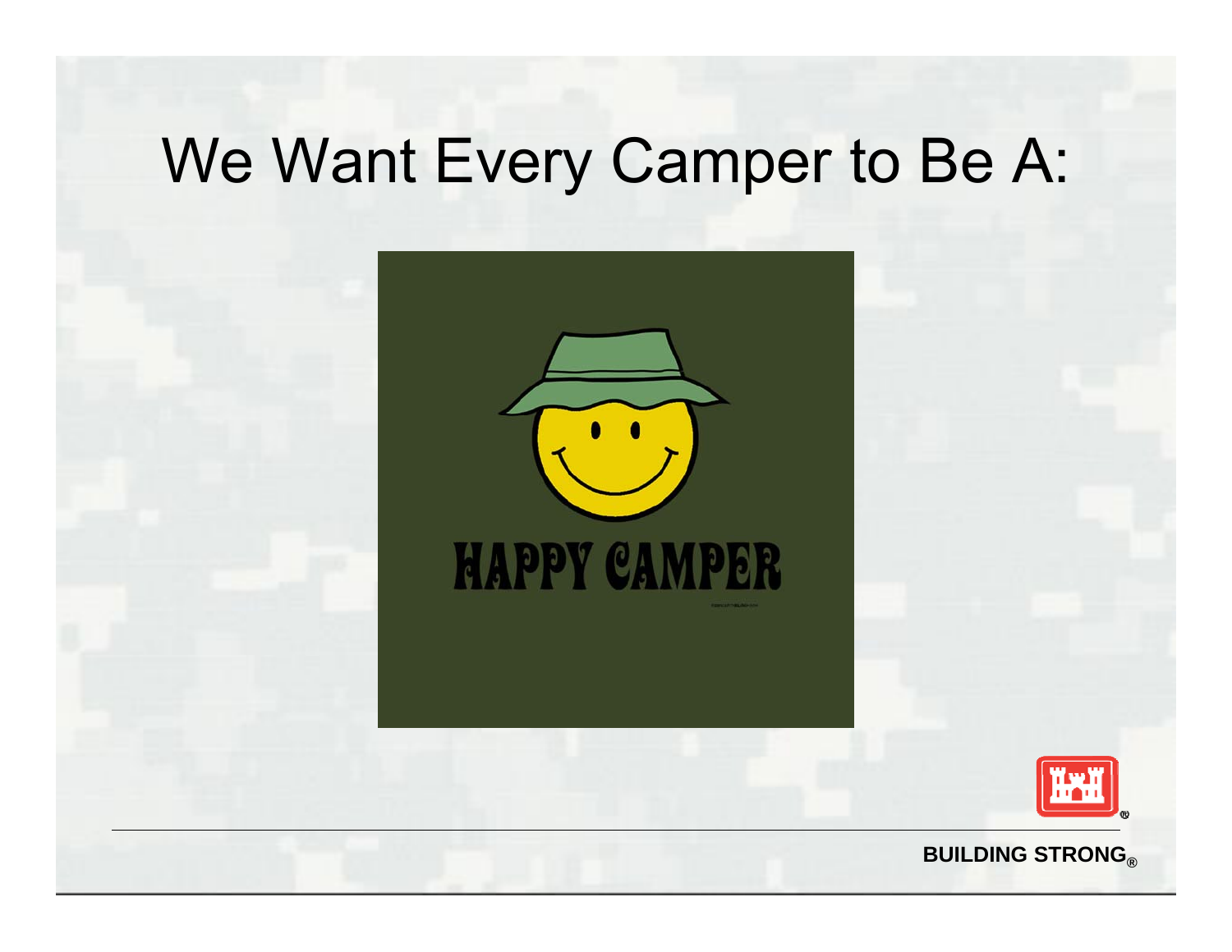# We Want Every Camper to Be A:

HAPPY CAMPER